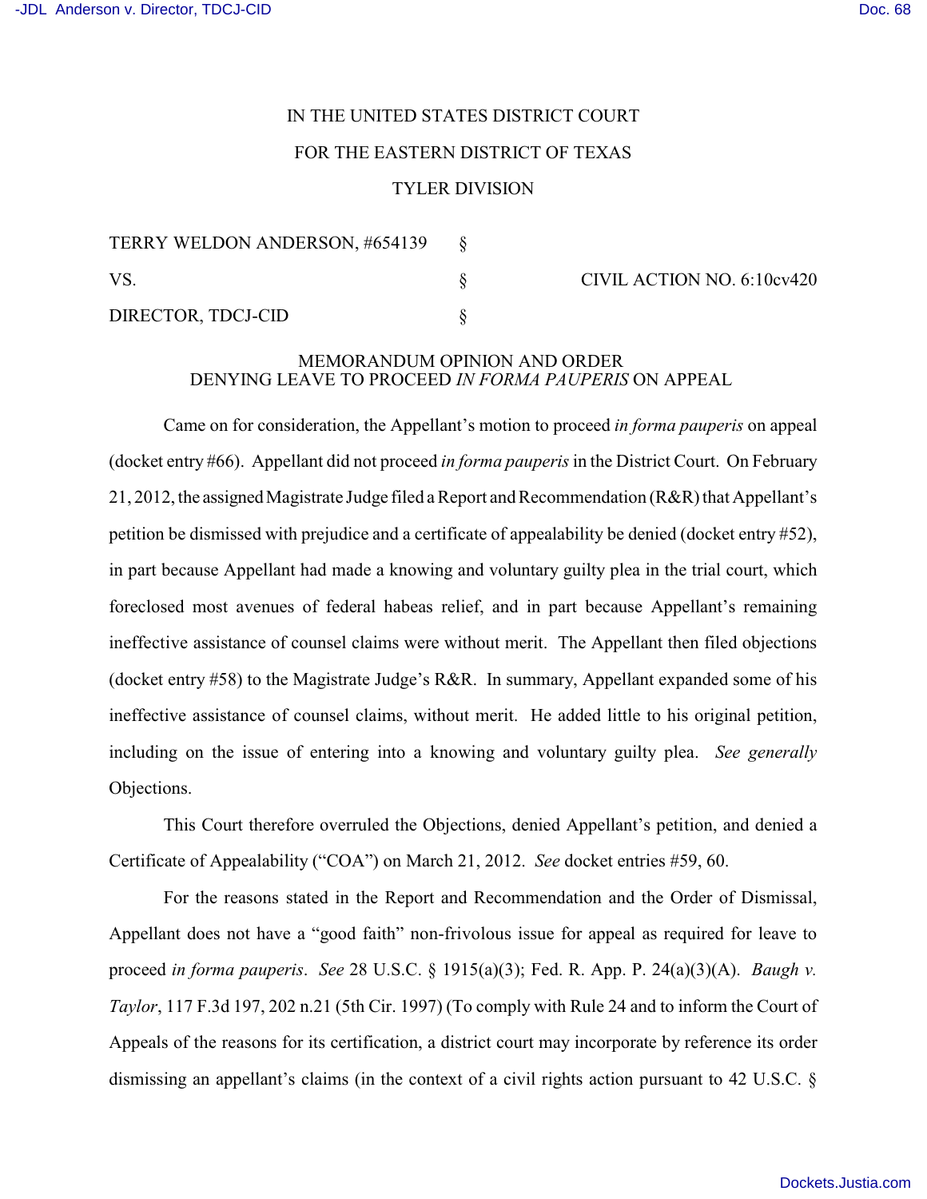IN THE UNITED STATES DISTRICT COURT

FOR THE EASTERN DISTRICT OF TEXAS

TYLER DIVISION

| | | |
|---|---|---|
| TERRY WELDON ANDERSON, #654139 | § | |
| VS. | § | CIVIL ACTION NO. 6:10cv420 |
| DIRECTOR, TDCJ-CID | § | |

MEMORANDUM OPINION AND ORDER
DENYING LEAVE TO PROCEED *IN FORMA PAUPERIS* ON APPEAL

Came on for consideration, the Appellant's motion to proceed *in forma pauperis* on appeal (docket entry #66). Appellant did not proceed *in forma pauperis* in the District Court. On February 21, 2012, the assigned Magistrate Judge filed a Report and Recommendation (R&R) that Appellant's petition be dismissed with prejudice and a certificate of appealability be denied (docket entry #52), in part because Appellant had made a knowing and voluntary guilty plea in the trial court, which foreclosed most avenues of federal habeas relief, and in part because Appellant's remaining ineffective assistance of counsel claims were without merit. The Appellant then filed objections (docket entry #58) to the Magistrate Judge's R&R. In summary, Appellant expanded some of his ineffective assistance of counsel claims, without merit. He added little to his original petition, including on the issue of entering into a knowing and voluntary guilty plea. *See generally* Objections.

This Court therefore overruled the Objections, denied Appellant's petition, and denied a Certificate of Appealability ("COA") on March 21, 2012. *See* docket entries #59, 60.

For the reasons stated in the Report and Recommendation and the Order of Dismissal, Appellant does not have a "good faith" non-frivolous issue for appeal as required for leave to proceed *in forma pauperis*. *See* 28 U.S.C. § 1915(a)(3); Fed. R. App. P. 24(a)(3)(A). *Baugh v. Taylor*, 117 F.3d 197, 202 n.21 (5th Cir. 1997) (To comply with Rule 24 and to inform the Court of Appeals of the reasons for its certification, a district court may incorporate by reference its order dismissing an appellant's claims (in the context of a civil rights action pursuant to 42 U.S.C. §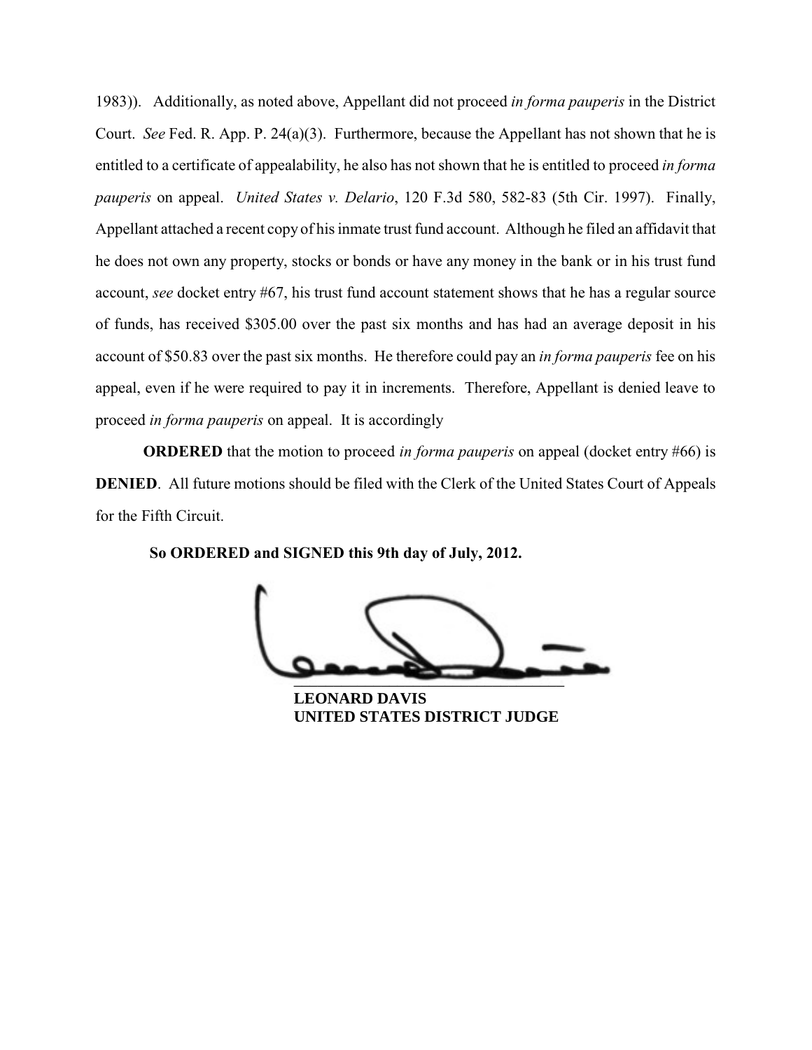1983)). Additionally, as noted above, Appellant did not proceed *in forma pauperis* in the District Court. *See* Fed. R. App. P. 24(a)(3). Furthermore, because the Appellant has not shown that he is entitled to a certificate of appealability, he also has not shown that he is entitled to proceed *in forma pauperis* on appeal. *United States v. Delario*, 120 F.3d 580, 582-83 (5th Cir. 1997). Finally, Appellant attached a recent copy of his inmate trust fund account. Although he filed an affidavit that he does not own any property, stocks or bonds or have any money in the bank or in his trust fund account, *see* docket entry #67, his trust fund account statement shows that he has a regular source of funds, has received $305.00 over the past six months and has had an average deposit in his account of $50.83 over the past six months. He therefore could pay an *in forma pauperis* fee on his appeal, even if he were required to pay it in increments. Therefore, Appellant is denied leave to proceed *in forma pauperis* on appeal. It is accordingly

**ORDERED** that the motion to proceed *in forma pauperis* on appeal (docket entry #66) is **DENIED**. All future motions should be filed with the Clerk of the United States Court of Appeals for the Fifth Circuit.

**So ORDERED and SIGNED this 9th day of July, 2012.**

**LEONARD DAVIS**
**UNITED STATES DISTRICT JUDGE**